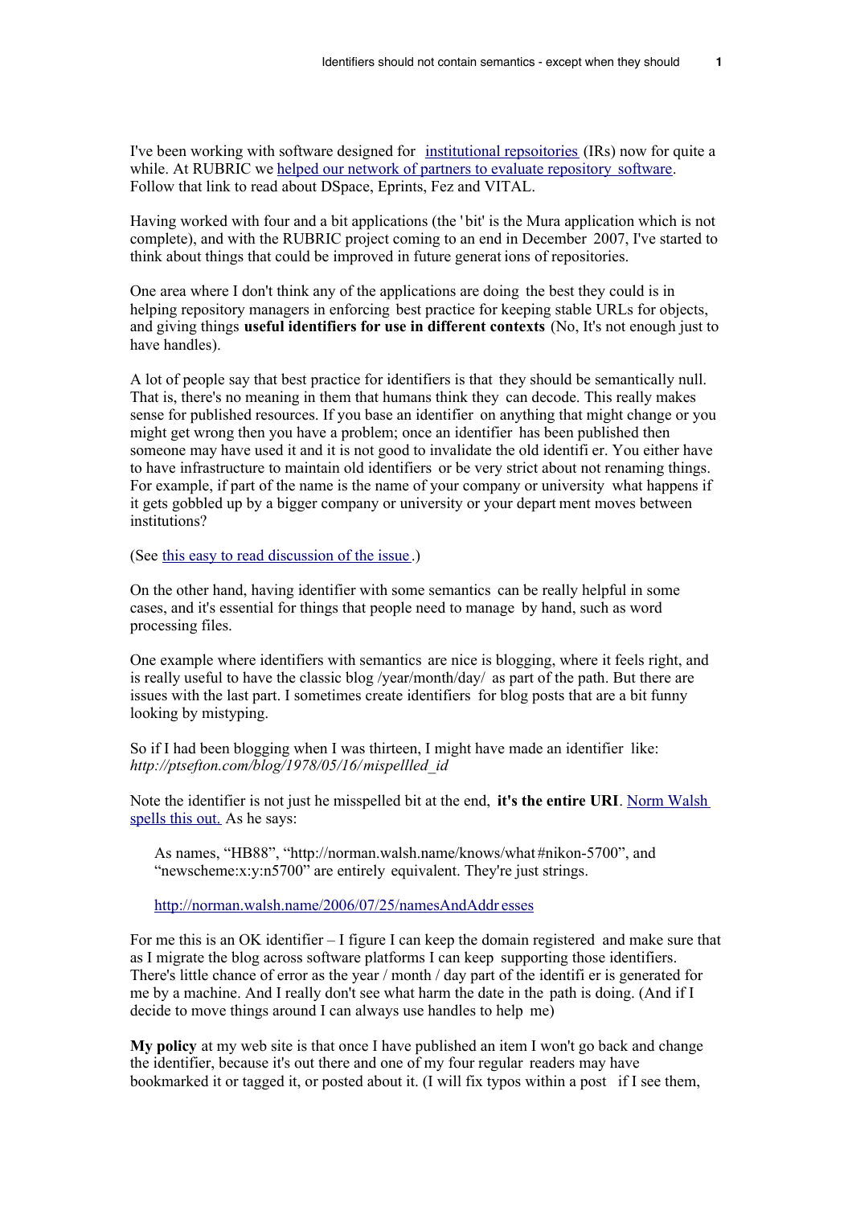I've been working with software designed for [institutional repsoitories](#) (IRs) now for quite a while. At RUBRIC we [helped our network of partners to evaluate repository software](#). Follow that link to read about DSpace, Eprints, Fez and VITAL.

Having worked with four and a bit applications (the 'bit' is the Mura application which is not complete), and with the RUBRIC project coming to an end in December 2007, I've started to think about things that could be improved in future generations of repositories.

One area where I don't think any of the applications are doing the best they could is in helping repository managers in enforcing best practice for keeping stable URLs for objects, and giving things **useful identifiers for use in different contexts** (No, It's not enough just to have handles).

A lot of people say that best practice for identifiers is that they should be semantically null. That is, there's no meaning in them that humans think they can decode. This really makes sense for published resources. If you base an identifier on anything that might change or you might get wrong then you have a problem; once an identifier has been published then someone may have used it and it is not good to invalidate the old identifier. You either have to have infrastructure to maintain old identifiers or be very strict about not renaming things. For example, if part of the name is the name of your company or university what happens if it gets gobbled up by a bigger company or university or your department moves between institutions?

(See [this easy to read discussion of the issue](#).)

On the other hand, having identifier with some semantics can be really helpful in some cases, and it's essential for things that people need to manage by hand, such as word processing files.

One example where identifiers with semantics are nice is blogging, where it feels right, and is really useful to have the classic blog /year/month/day/ as part of the path. But there are issues with the last part. I sometimes create identifiers for blog posts that are a bit funny looking by mistyping.

So if I had been blogging when I was thirteen, I might have made an identifier like:
*http://ptsefton.com/blog/1978/05/16/mispellled_id*

Note the identifier is not just he misspelled bit at the end, **it's the entire URI**. [Norm Walsh spells this out.](#) As he says:

> As names, "HB88", "http://norman.walsh.name/knows/what#nikon-5700", and "newscheme:x:y:n5700" are entirely equivalent. They're just strings.
>
> [http://norman.walsh.name/2006/07/25/namesAndAddresses](http://norman.walsh.name/2006/07/25/namesAndAddresses)

For me this is an OK identifier – I figure I can keep the domain registered and make sure that as I migrate the blog across software platforms I can keep supporting those identifiers. There's little chance of error as the year / month / day part of the identifier is generated for me by a machine. And I really don't see what harm the date in the path is doing. (And if I decide to move things around I can always use handles to help me)

**My policy** at my web site is that once I have published an item I won't go back and change the identifier, because it's out there and one of my four regular readers may have bookmarked it or tagged it, or posted about it. (I will fix typos within a post if I see them,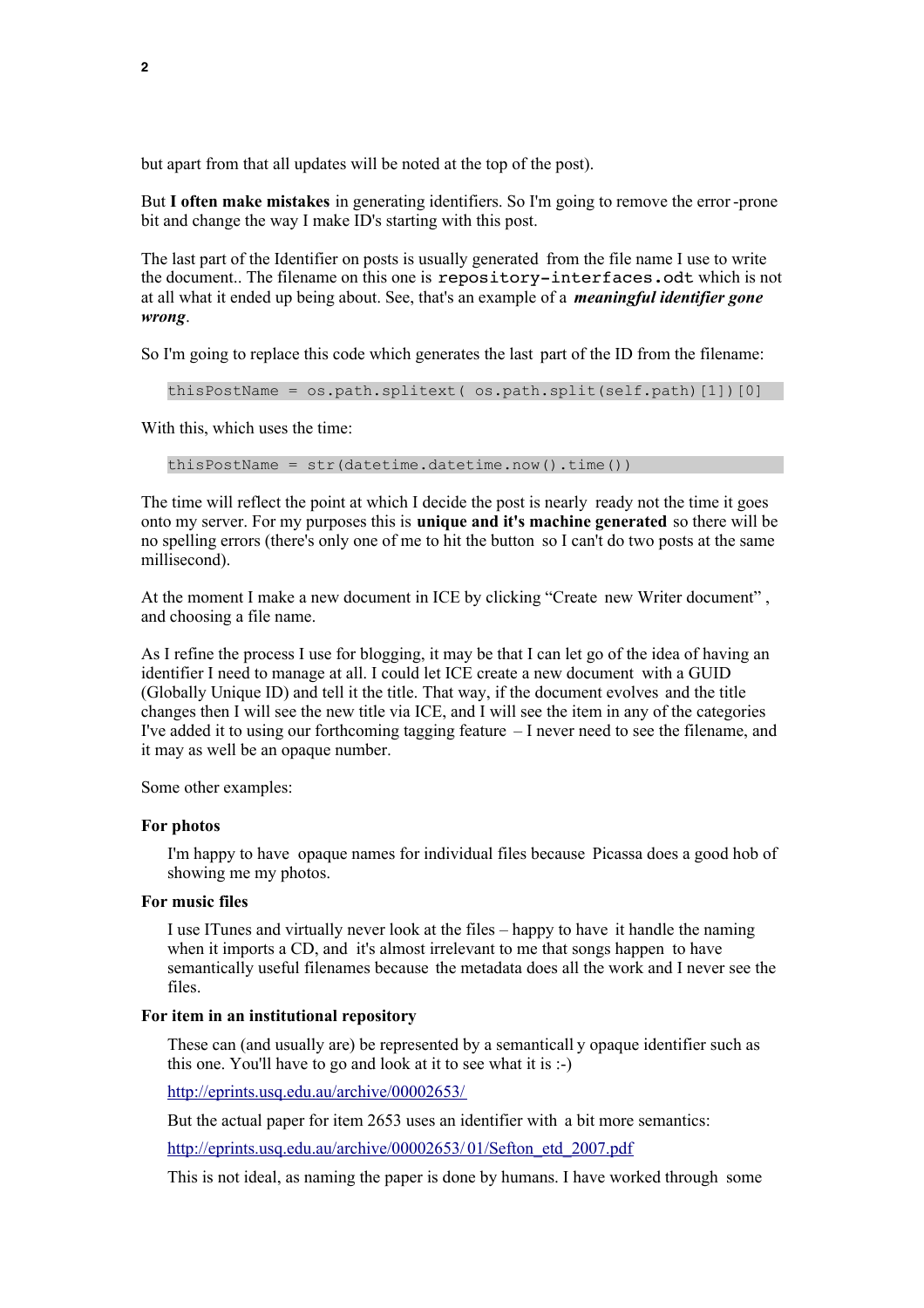but apart from that all updates will be noted at the top of the post).

But **I often make mistakes** in generating identifiers. So I'm going to remove the error-prone bit and change the way I make ID's starting with this post.

The last part of the Identifier on posts is usually generated from the file name I use to write the document.. The filename on this one is `repository-interfaces.odt` which is not at all what it ended up being about. See, that's an example of a ***meaningful identifier gone wrong***.

So I'm going to replace this code which generates the last part of the ID from the filename:

```
thisPostName = os.path.splitext( os.path.split(self.path)[1])[0]
```

With this, which uses the time:

```
thisPostName = str(datetime.datetime.now().time())
```

The time will reflect the point at which I decide the post is nearly ready not the time it goes onto my server. For my purposes this is **unique and it's machine generated** so there will be no spelling errors (there's only one of me to hit the button so I can't do two posts at the same millisecond).

At the moment I make a new document in ICE by clicking "Create new Writer document" , and choosing a file name.

As I refine the process I use for blogging, it may be that I can let go of the idea of having an identifier I need to manage at all. I could let ICE create a new document with a GUID (Globally Unique ID) and tell it the title. That way, if the document evolves and the title changes then I will see the new title via ICE, and I will see the item in any of the categories I've added it to using our forthcoming tagging feature – I never need to see the filename, and it may as well be an opaque number.

Some other examples:

**For photos**

I'm happy to have opaque names for individual files because Picassa does a good hob of showing me my photos.

**For music files**

I use ITunes and virtually never look at the files – happy to have it handle the naming when it imports a CD, and it's almost irrelevant to me that songs happen to have semantically useful filenames because the metadata does all the work and I never see the files.

**For item in an institutional repository**

These can (and usually are) be represented by a semanticall y opaque identifier such as this one. You'll have to go and look at it to see what it is :-)

http://eprints.usq.edu.au/archive/00002653/

But the actual paper for item 2653 uses an identifier with a bit more semantics:

http://eprints.usq.edu.au/archive/00002653/01/Sefton_etd_2007.pdf

This is not ideal, as naming the paper is done by humans. I have worked through some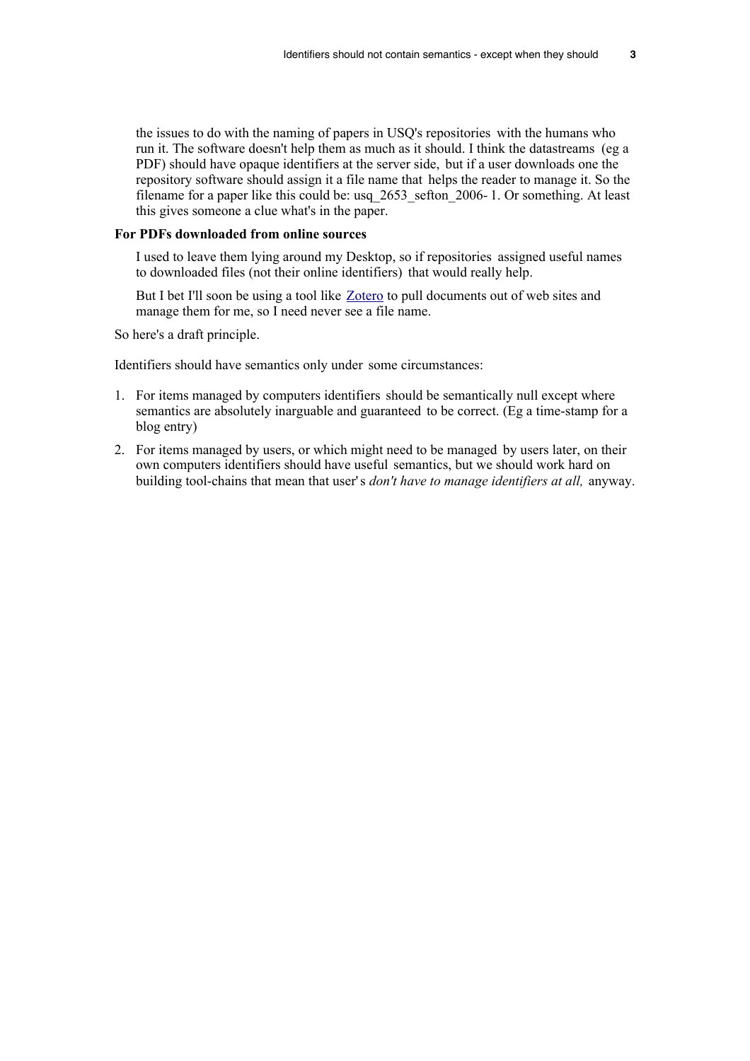the issues to do with the naming of papers in USQ's repositories with the humans who run it. The software doesn't help them as much as it should. I think the datastreams (eg a PDF) should have opaque identifiers at the server side, but if a user downloads one the repository software should assign it a file name that helps the reader to manage it. So the filename for a paper like this could be: usq_2653_sefton_2006- 1. Or something. At least this gives someone a clue what's in the paper.

**For PDFs downloaded from online sources**

I used to leave them lying around my Desktop, so if repositories assigned useful names to downloaded files (not their online identifiers) that would really help.

But I bet I'll soon be using a tool like [Zotero](Zotero) to pull documents out of web sites and manage them for me, so I need never see a file name.

So here's a draft principle.

Identifiers should have semantics only under some circumstances:

1. For items managed by computers identifiers should be semantically null except where semantics are absolutely inarguable and guaranteed to be correct. (Eg a time-stamp for a blog entry)
2. For items managed by users, or which might need to be managed by users later, on their own computers identifiers should have useful semantics, but we should work hard on building tool-chains that mean that user' s *don't have to manage identifiers at all,* anyway.